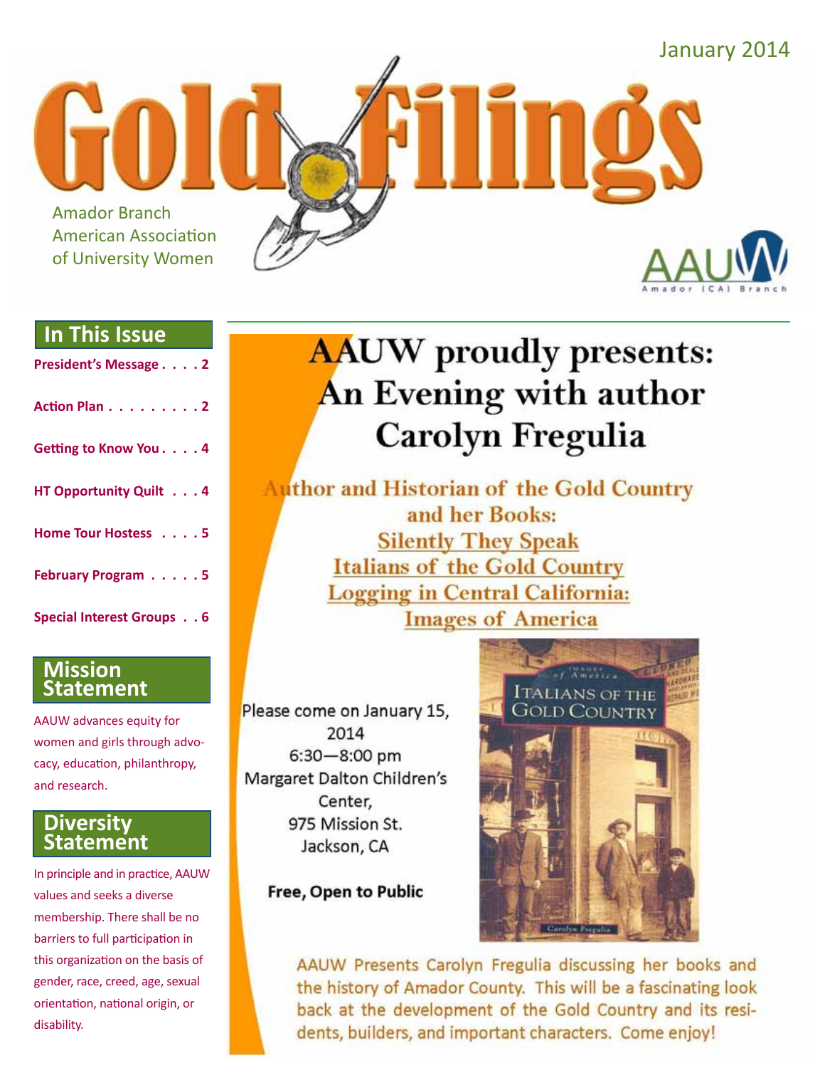January 2014

# Gold Filings

Amador Branch
American Association
of University Women

AAUW Amador (CA) Branch

## In This Issue

**President's Message . . . . 2**

**Action Plan . . . . . . . . . 2**

**Getting to Know You . . . . 4**

**HT Opportunity Quilt . . . 4**

**Home Tour Hostess . . . . 5**

**February Program . . . . . 5**

**Special Interest Groups . . 6**

## Mission Statement

AAUW advances equity for women and girls through advocacy, education, philanthropy, and research.

## Diversity Statement

In principle and in practice, AAUW values and seeks a diverse membership. There shall be no barriers to full participation in this organization on the basis of gender, race, creed, age, sexual orientation, national origin, or disability.

# AAUW proudly presents: An Evening with author Carolyn Fregulia

**Author and Historian of the Gold Country and her Books:**

**Silently They Speak**

**Italians of the Gold Country**

**Logging in Central California: Images of America**

Please come on January 15, 2014
6:30—8:00 pm
Margaret Dalton Children's Center,
975 Mission St.
Jackson, CA

**Free, Open to Public**

AAUW Presents Carolyn Fregulia discussing her books and the history of Amador County. This will be a fascinating look back at the development of the Gold Country and its residents, builders, and important characters. Come enjoy!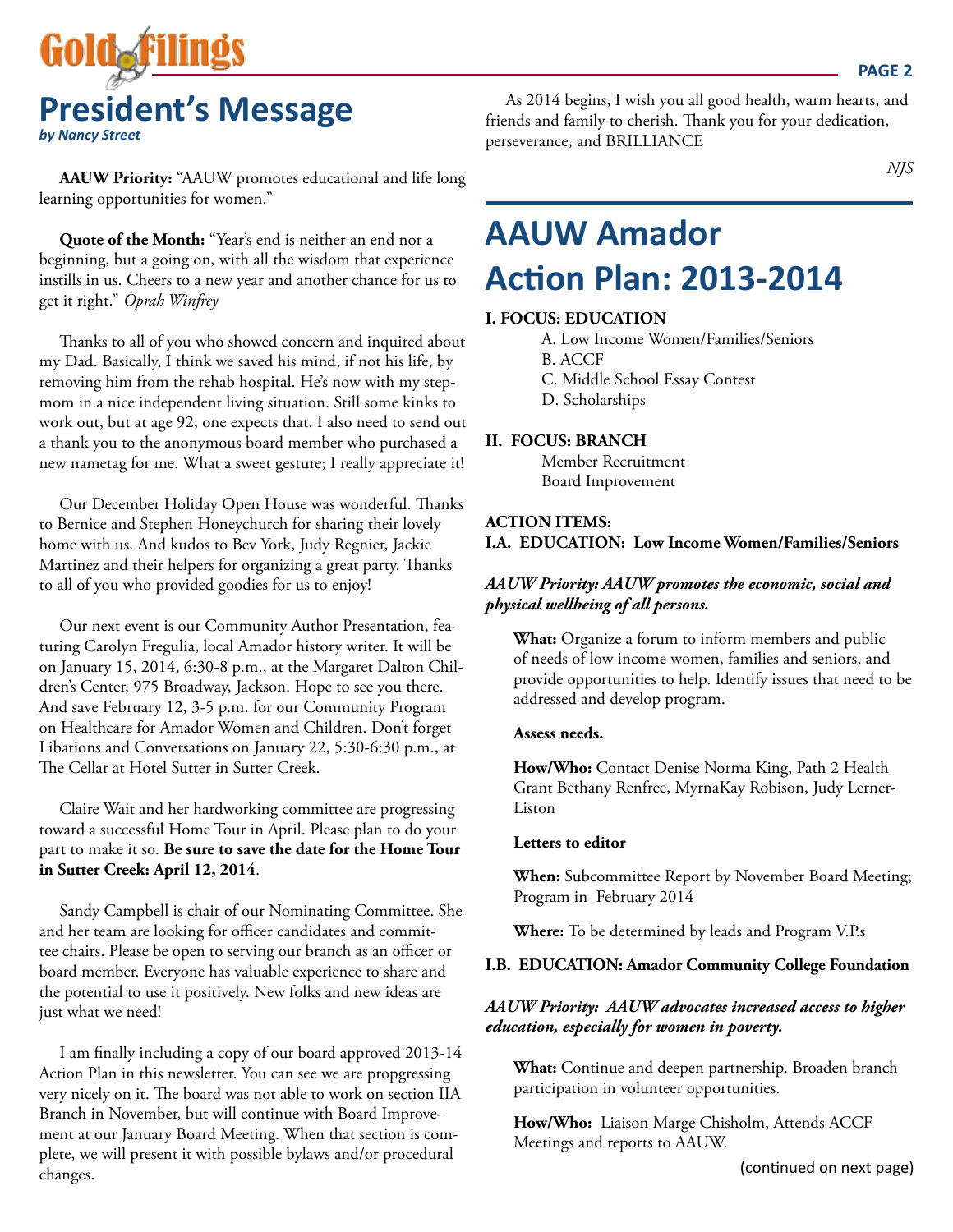# President's Message

***by Nancy Street***

**AAUW Priority:** "AAUW promotes educational and life long learning opportunities for women."

**Quote of the Month:** "Year's end is neither an end nor a beginning, but a going on, with all the wisdom that experience instills in us. Cheers to a new year and another chance for us to get it right." *Oprah Winfrey*

Thanks to all of you who showed concern and inquired about my Dad. Basically, I think we saved his mind, if not his life, by removing him from the rehab hospital. He's now with my step-mom in a nice independent living situation. Still some kinks to work out, but at age 92, one expects that. I also need to send out a thank you to the anonymous board member who purchased a new nametag for me. What a sweet gesture; I really appreciate it!

Our December Holiday Open House was wonderful. Thanks to Bernice and Stephen Honeychurch for sharing their lovely home with us. And kudos to Bev York, Judy Regnier, Jackie Martinez and their helpers for organizing a great party. Thanks to all of you who provided goodies for us to enjoy!

Our next event is our Community Author Presentation, featuring Carolyn Fregulia, local Amador history writer. It will be on January 15, 2014, 6:30-8 p.m., at the Margaret Dalton Children's Center, 975 Broadway, Jackson. Hope to see you there. And save February 12, 3-5 p.m. for our Community Program on Healthcare for Amador Women and Children. Don't forget Libations and Conversations on January 22, 5:30-6:30 p.m., at The Cellar at Hotel Sutter in Sutter Creek.

Claire Wait and her hardworking committee are progressing toward a successful Home Tour in April. Please plan to do your part to make it so. **Be sure to save the date for the Home Tour in Sutter Creek: April 12, 2014**.

Sandy Campbell is chair of our Nominating Committee. She and her team are looking for officer candidates and committee chairs. Please be open to serving our branch as an officer or board member. Everyone has valuable experience to share and the potential to use it positively. New folks and new ideas are just what we need!

I am finally including a copy of our board approved 2013-14 Action Plan in this newsletter. You can see we are propgressing very nicely on it. The board was not able to work on section IIA Branch in November, but will continue with Board Improvement at our January Board Meeting. When that section is complete, we will present it with possible bylaws and/or procedural changes.

As 2014 begins, I wish you all good health, warm hearts, and friends and family to cherish. Thank you for your dedication, perseverance, and BRILLIANCE

*NJS*

# AAUW Amador Action Plan: 2013-2014

**I. FOCUS: EDUCATION**

A. Low Income Women/Families/Seniors
B. ACCF
C. Middle School Essay Contest
D. Scholarships

**II. FOCUS: BRANCH**

Member Recruitment
Board Improvement

**ACTION ITEMS:**

**I.A. EDUCATION: Low Income Women/Families/Seniors**

***AAUW Priority: AAUW promotes the economic, social and physical wellbeing of all persons.***

**What:** Organize a forum to inform members and public of needs of low income women, families and seniors, and provide opportunities to help. Identify issues that need to be addressed and develop program.

**Assess needs.**

**How/Who:** Contact Denise Norma King, Path 2 Health Grant Bethany Renfree, MyrnaKay Robison, Judy Lerner-Liston

**Letters to editor**

**When:** Subcommittee Report by November Board Meeting; Program in February 2014

**Where:** To be determined by leads and Program V.P.s

**I.B. EDUCATION: Amador Community College Foundation**

***AAUW Priority: AAUW advocates increased access to higher education, especially for women in poverty.***

**What:** Continue and deepen partnership. Broaden branch participation in volunteer opportunities.

**How/Who:** Liaison Marge Chisholm, Attends ACCF Meetings and reports to AAUW.

(continued on next page)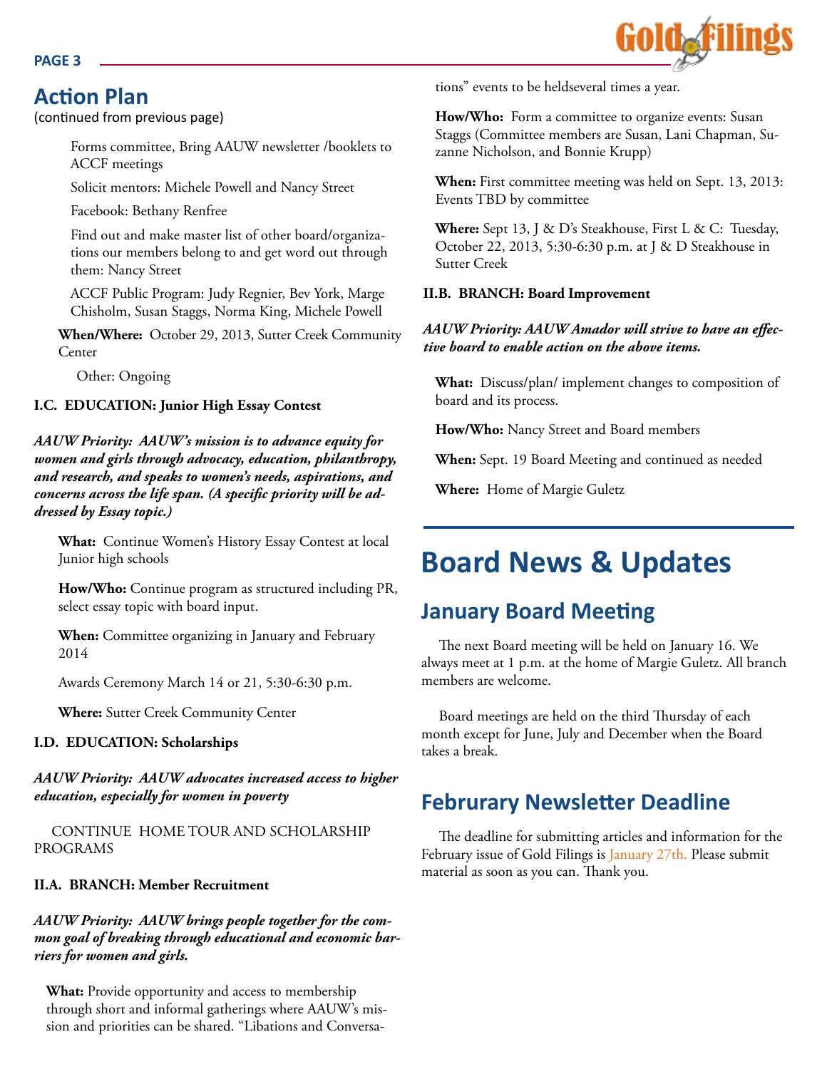## Action Plan

(continued from previous page)

Forms committee, Bring AAUW newsletter /booklets to ACCF meetings

Solicit mentors: Michele Powell and Nancy Street

Facebook: Bethany Renfree

Find out and make master list of other board/organizations our members belong to and get word out through them: Nancy Street

ACCF Public Program: Judy Regnier, Bev York, Marge Chisholm, Susan Staggs, Norma King, Michele Powell

**When/Where:** October 29, 2013, Sutter Creek Community Center

Other: Ongoing

**I.C. EDUCATION: Junior High Essay Contest**

***AAUW Priority: AAUW's mission is to advance equity for women and girls through advocacy, education, philanthropy, and research, and speaks to women's needs, aspirations, and concerns across the life span. (A specific priority will be addressed by Essay topic.)***

**What:** Continue Women's History Essay Contest at local Junior high schools

**How/Who:** Continue program as structured including PR, select essay topic with board input.

**When:** Committee organizing in January and February 2014

Awards Ceremony March 14 or 21, 5:30-6:30 p.m.

**Where:** Sutter Creek Community Center

**I.D. EDUCATION: Scholarships**

***AAUW Priority: AAUW advocates increased access to higher education, especially for women in poverty***

CONTINUE HOME TOUR AND SCHOLARSHIP PROGRAMS

**II.A. BRANCH: Member Recruitment**

***AAUW Priority: AAUW brings people together for the common goal of breaking through educational and economic barriers for women and girls.***

**What:** Provide opportunity and access to membership through short and informal gatherings where AAUW's mission and priorities can be shared. "Libations and Conversations" events to be heldseveral times a year.

**How/Who:** Form a committee to organize events: Susan Staggs (Committee members are Susan, Lani Chapman, Suzanne Nicholson, and Bonnie Krupp)

**When:** First committee meeting was held on Sept. 13, 2013: Events TBD by committee

**Where:** Sept 13, J & D's Steakhouse, First L & C: Tuesday, October 22, 2013, 5:30-6:30 p.m. at J & D Steakhouse in Sutter Creek

**II.B. BRANCH: Board Improvement**

***AAUW Priority: AAUW Amador will strive to have an effective board to enable action on the above items.***

**What:** Discuss/plan/ implement changes to composition of board and its process.

**How/Who:** Nancy Street and Board members

**When:** Sept. 19 Board Meeting and continued as needed

**Where:** Home of Margie Guletz

# Board News & Updates

## January Board Meeting

The next Board meeting will be held on January 16. We always meet at 1 p.m. at the home of Margie Guletz. All branch members are welcome.

Board meetings are held on the third Thursday of each month except for June, July and December when the Board takes a break.

## Februrary Newsletter Deadline

The deadline for submitting articles and information for the February issue of Gold Filings is January 27th. Please submit material as soon as you can. Thank you.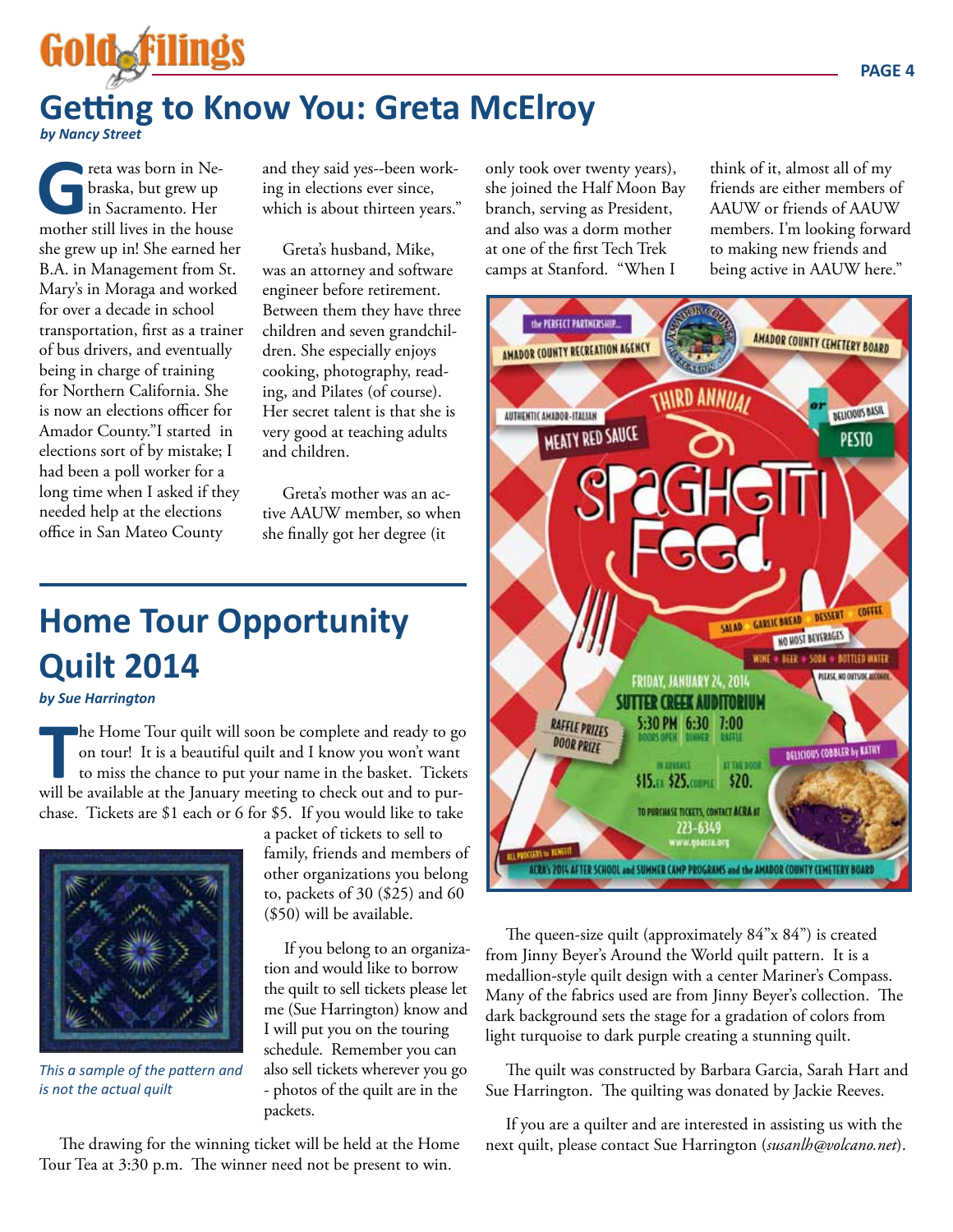# Getting to Know You: Greta McElroy

***by Nancy Street***

Greta was born in Nebraska, but grew up in Sacramento. Her mother still lives in the house she grew up in! She earned her B.A. in Management from St. Mary's in Moraga and worked for over a decade in school transportation, first as a trainer of bus drivers, and eventually being in charge of training for Northern California. She is now an elections officer for Amador County."I started in elections sort of by mistake; I had been a poll worker for a long time when I asked if they needed help at the elections office in San Mateo County and they said yes--been working in elections ever since, which is about thirteen years."

Greta's husband, Mike, was an attorney and software engineer before retirement. Between them they have three children and seven grandchildren. She especially enjoys cooking, photography, reading, and Pilates (of course). Her secret talent is that she is very good at teaching adults and children.

Greta's mother was an active AAUW member, so when she finally got her degree (it only took over twenty years), she joined the Half Moon Bay branch, serving as President, and also was a dorm mother at one of the first Tech Trek camps at Stanford. "When I think of it, almost all of my friends are either members of AAUW or friends of AAUW members. I'm looking forward to making new friends and being active in AAUW here."

# Home Tour Opportunity Quilt 2014

***by Sue Harrington***

The Home Tour quilt will soon be complete and ready to go on tour! It is a beautiful quilt and I know you won't want to miss the chance to put your name in the basket. Tickets will be available at the January meeting to check out and to purchase. Tickets are $1 each or 6 for $5. If you would like to take a packet of tickets to sell to family, friends and members of other organizations you belong to, packets of 30 ($25) and 60 ($50) will be available.

*This a sample of the pattern and is not the actual quilt*

If you belong to an organization and would like to borrow the quilt to sell tickets please let me (Sue Harrington) know and I will put you on the touring schedule. Remember you can also sell tickets wherever you go - photos of the quilt are in the packets.

The drawing for the winning ticket will be held at the Home Tour Tea at 3:30 p.m. The winner need not be present to win.

The queen-size quilt (approximately 84"x 84") is created from Jinny Beyer's Around the World quilt pattern. It is a medallion-style quilt design with a center Mariner's Compass. Many of the fabrics used are from Jinny Beyer's collection. The dark background sets the stage for a gradation of colors from light turquoise to dark purple creating a stunning quilt.

The quilt was constructed by Barbara Garcia, Sarah Hart and Sue Harrington. The quilting was donated by Jackie Reeves.

If you are a quilter and are interested in assisting us with the next quilt, please contact Sue Harrington (*susanlh@volcano.net*).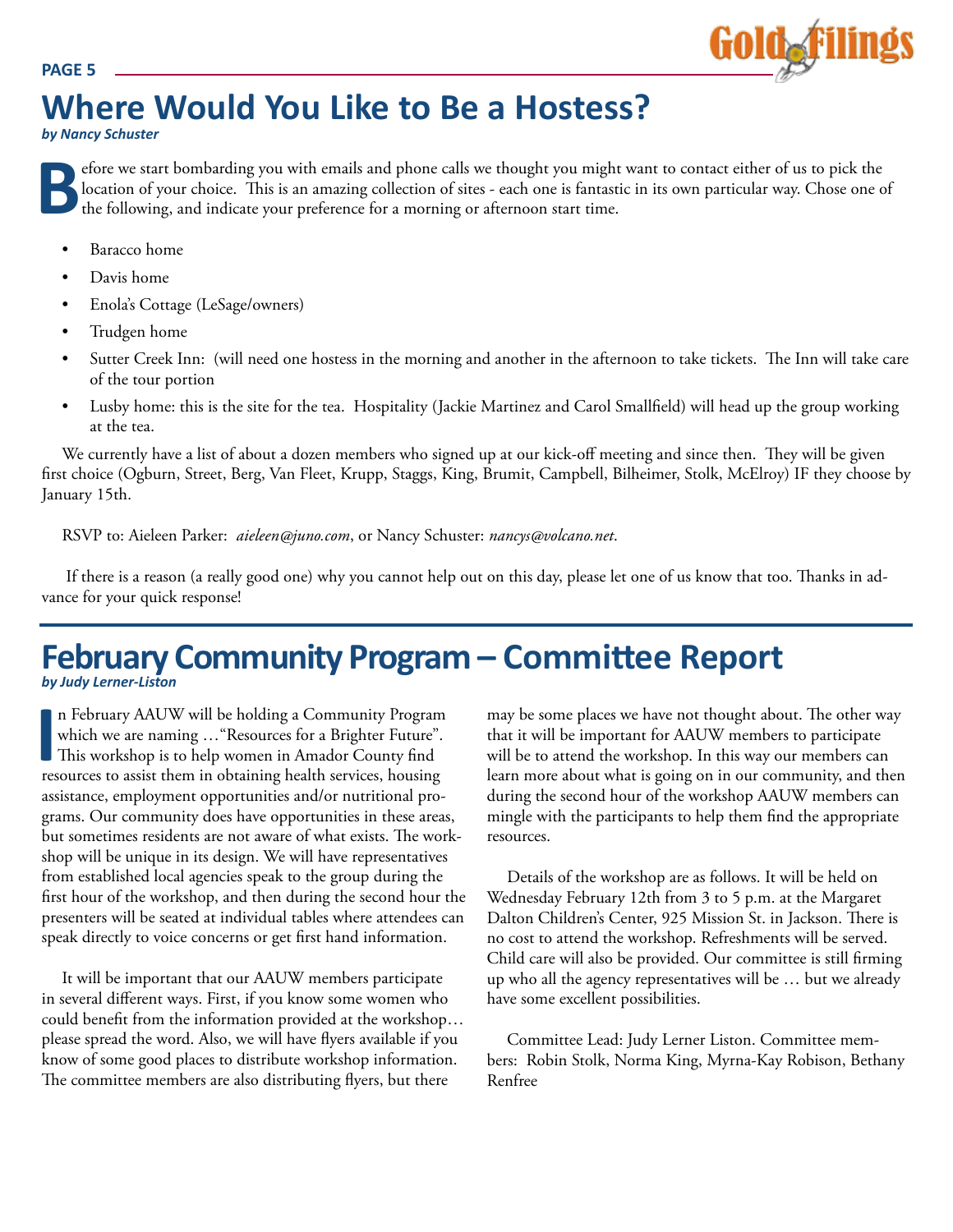# Where Would You Like to Be a Hostess?

*by Nancy Schuster*

Before we start bombarding you with emails and phone calls we thought you might want to contact either of us to pick the location of your choice. This is an amazing collection of sites - each one is fantastic in its own particular way. Chose one of the following, and indicate your preference for a morning or afternoon start time.

- Baracco home
- Davis home
- Enola's Cottage (LeSage/owners)
- Trudgen home
- Sutter Creek Inn: (will need one hostess in the morning and another in the afternoon to take tickets. The Inn will take care of the tour portion
- Lusby home: this is the site for the tea. Hospitality (Jackie Martinez and Carol Smallfield) will head up the group working at the tea.

We currently have a list of about a dozen members who signed up at our kick-off meeting and since then. They will be given first choice (Ogburn, Street, Berg, Van Fleet, Krupp, Staggs, King, Brumit, Campbell, Bilheimer, Stolk, McElroy) IF they choose by January 15th.

RSVP to: Aieleen Parker: *aieleen@juno.com*, or Nancy Schuster: *nancys@volcano.net*.

If there is a reason (a really good one) why you cannot help out on this day, please let one of us know that too. Thanks in advance for your quick response!

# February Community Program – Committee Report

*by Judy Lerner-Liston*

In February AAUW will be holding a Community Program which we are naming …"Resources for a Brighter Future". This workshop is to help women in Amador County find resources to assist them in obtaining health services, housing assistance, employment opportunities and/or nutritional programs. Our community does have opportunities in these areas, but sometimes residents are not aware of what exists. The workshop will be unique in its design. We will have representatives from established local agencies speak to the group during the first hour of the workshop, and then during the second hour the presenters will be seated at individual tables where attendees can speak directly to voice concerns or get first hand information.

It will be important that our AAUW members participate in several different ways. First, if you know some women who could benefit from the information provided at the workshop… please spread the word. Also, we will have flyers available if you know of some good places to distribute workshop information. The committee members are also distributing flyers, but there may be some places we have not thought about. The other way that it will be important for AAUW members to participate will be to attend the workshop. In this way our members can learn more about what is going on in our community, and then during the second hour of the workshop AAUW members can mingle with the participants to help them find the appropriate resources.

Details of the workshop are as follows. It will be held on Wednesday February 12th from 3 to 5 p.m. at the Margaret Dalton Children's Center, 925 Mission St. in Jackson. There is no cost to attend the workshop. Refreshments will be served. Child care will also be provided. Our committee is still firming up who all the agency representatives will be … but we already have some excellent possibilities.

Committee Lead: Judy Lerner Liston. Committee members: Robin Stolk, Norma King, Myrna-Kay Robison, Bethany Renfree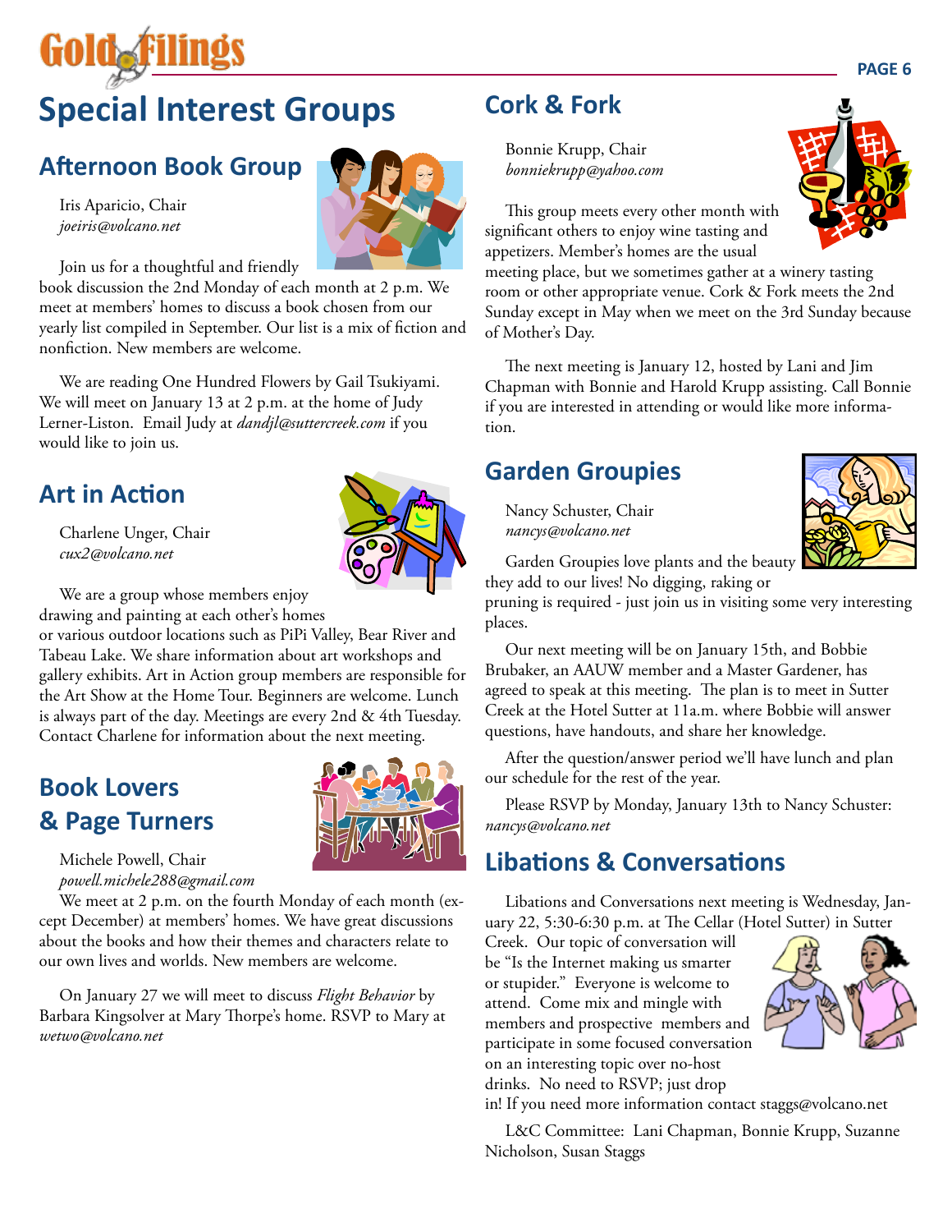# Special Interest Groups

## Afternoon Book Group

Iris Aparicio, Chair
*joeiris@volcano.net*

Join us for a thoughtful and friendly book discussion the 2nd Monday of each month at 2 p.m. We meet at members' homes to discuss a book chosen from our yearly list compiled in September. Our list is a mix of fiction and nonfiction. New members are welcome.

We are reading One Hundred Flowers by Gail Tsukiyami. We will meet on January 13 at 2 p.m. at the home of Judy Lerner-Liston. Email Judy at *dandjl@suttercreek.com* if you would like to join us.

## Art in Action

Charlene Unger, Chair
*cux2@volcano.net*

We are a group whose members enjoy drawing and painting at each other's homes or various outdoor locations such as PiPi Valley, Bear River and Tabeau Lake. We share information about art workshops and gallery exhibits. Art in Action group members are responsible for the Art Show at the Home Tour. Beginners are welcome. Lunch is always part of the day. Meetings are every 2nd & 4th Tuesday. Contact Charlene for information about the next meeting.

## Book Lovers & Page Turners

Michele Powell, Chair
*powell.michele288@gmail.com*

We meet at 2 p.m. on the fourth Monday of each month (except December) at members' homes. We have great discussions about the books and how their themes and characters relate to our own lives and worlds. New members are welcome.

On January 27 we will meet to discuss *Flight Behavior* by Barbara Kingsolver at Mary Thorpe's home. RSVP to Mary at *wetwo@volcano.net*

## Cork & Fork

Bonnie Krupp, Chair
*bonniekrupp@yahoo.com*

This group meets every other month with significant others to enjoy wine tasting and appetizers. Member's homes are the usual meeting place, but we sometimes gather at a winery tasting room or other appropriate venue. Cork & Fork meets the 2nd Sunday except in May when we meet on the 3rd Sunday because of Mother's Day.

The next meeting is January 12, hosted by Lani and Jim Chapman with Bonnie and Harold Krupp assisting. Call Bonnie if you are interested in attending or would like more information.

## Garden Groupies

Nancy Schuster, Chair
*nancys@volcano.net*

Garden Groupies love plants and the beauty they add to our lives! No digging, raking or pruning is required - just join us in visiting some very interesting places.

Our next meeting will be on January 15th, and Bobbie Brubaker, an AAUW member and a Master Gardener, has agreed to speak at this meeting. The plan is to meet in Sutter Creek at the Hotel Sutter at 11a.m. where Bobbie will answer questions, have handouts, and share her knowledge.

After the question/answer period we'll have lunch and plan our schedule for the rest of the year.

Please RSVP by Monday, January 13th to Nancy Schuster: *nancys@volcano.net*

## Libations & Conversations

Libations and Conversations next meeting is Wednesday, January 22, 5:30-6:30 p.m. at The Cellar (Hotel Sutter) in Sutter Creek. Our topic of conversation will be "Is the Internet making us smarter or stupider." Everyone is welcome to attend. Come mix and mingle with members and prospective members and participate in some focused conversation on an interesting topic over no-host drinks. No need to RSVP; just drop in! If you need more information contact staggs@volcano.net

L&C Committee: Lani Chapman, Bonnie Krupp, Suzanne Nicholson, Susan Staggs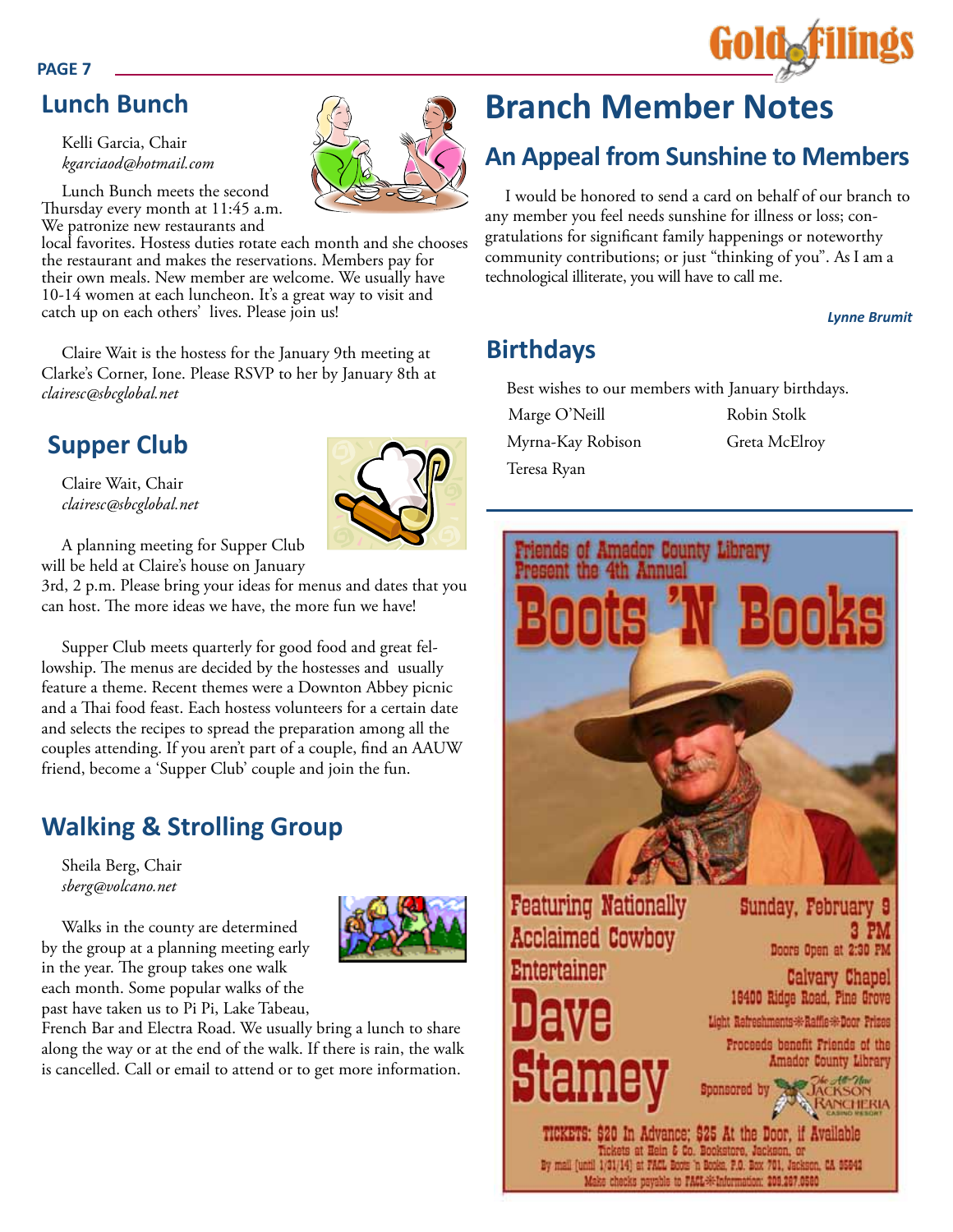## Lunch Bunch

Kelli Garcia, Chair
*kgarciaod@hotmail.com*

Lunch Bunch meets the second Thursday every month at 11:45 a.m. We patronize new restaurants and local favorites. Hostess duties rotate each month and she chooses the restaurant and makes the reservations. Members pay for their own meals. New member are welcome. We usually have 10-14 women at each luncheon. It's a great way to visit and catch up on each others' lives. Please join us!

Claire Wait is the hostess for the January 9th meeting at Clarke's Corner, Ione. Please RSVP to her by January 8th at *clairesc@sbcglobal.net*

## Supper Club

Claire Wait, Chair
*clairesc@sbcglobal.net*

A planning meeting for Supper Club will be held at Claire's house on January 3rd, 2 p.m. Please bring your ideas for menus and dates that you can host. The more ideas we have, the more fun we have!

Supper Club meets quarterly for good food and great fellowship. The menus are decided by the hostesses and usually feature a theme. Recent themes were a Downton Abbey picnic and a Thai food feast. Each hostess volunteers for a certain date and selects the recipes to spread the preparation among all the couples attending. If you aren't part of a couple, find an AAUW friend, become a 'Supper Club' couple and join the fun.

## Walking & Strolling Group

Sheila Berg, Chair
*sberg@volcano.net*

Walks in the county are determined by the group at a planning meeting early in the year. The group takes one walk each month. Some popular walks of the past have taken us to Pi Pi, Lake Tabeau, French Bar and Electra Road. We usually bring a lunch to share along the way or at the end of the walk. If there is rain, the walk is cancelled. Call or email to attend or to get more information.

# Branch Member Notes

## An Appeal from Sunshine to Members

I would be honored to send a card on behalf of our branch to any member you feel needs sunshine for illness or loss; congratulations for significant family happenings or noteworthy community contributions; or just "thinking of you". As I am a technological illiterate, you will have to call me.

***Lynne Brumit***

## Birthdays

Best wishes to our members with January birthdays.

Marge O'Neill
Myrna-Kay Robison
Teresa Ryan
Robin Stolk
Greta McElroy

Friends of Amador County Library
Present the 4th Annual

**Boots 'N Books**

Featuring Nationally Acclaimed Cowboy Entertainer

**Dave Stamey**

Sunday, February 9
3 PM
Doors Open at 2:30 PM

Calvary Chapel
18400 Ridge Road, Pine Grove

Light Refreshments ✻ Raffle ✻ Door Prizes

Proceeds benefit Friends of the Amador County Library

Sponsored by The All-New Jackson Rancheria Casino Resort

TICKETS: $20 In Advance; $25 At the Door, if Available
Tickets at Hein & Co. Bookstore, Jackson, or
By mail (until 1/31/14) at FACL Boots 'n Books, P.O. Box 701, Jackson, CA 95642
Make checks payable to FACL ✻ Information: 209.267.0560